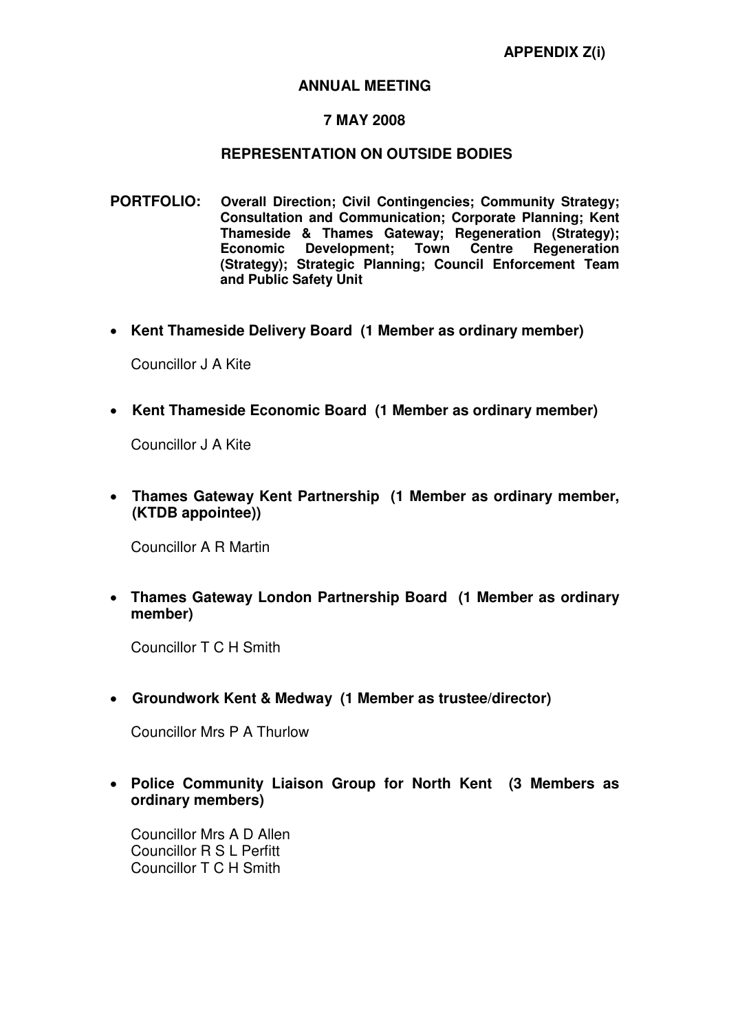**APPENDIX Z(i)**

**ANNUAL MEETING**

**7 MAY 2008**

**REPRESENTATION ON OUTSIDE BODIES**

**PORTFOLIO:** **Overall Direction; Civil Contingencies; Community Strategy; Consultation and Communication; Corporate Planning; Kent Thameside & Thames Gateway; Regeneration (Strategy); Economic Development; Town Centre Regeneration (Strategy); Strategic Planning; Council Enforcement Team and Public Safety Unit**

- **Kent Thameside Delivery Board (1 Member as ordinary member)**

  Councillor J A Kite

- **Kent Thameside Economic Board (1 Member as ordinary member)**

  Councillor J A Kite

- **Thames Gateway Kent Partnership (1 Member as ordinary member, (KTDB appointee))**

  Councillor A R Martin

- **Thames Gateway London Partnership Board (1 Member as ordinary member)**

  Councillor T C H Smith

- **Groundwork Kent & Medway (1 Member as trustee/director)**

  Councillor Mrs P A Thurlow

- **Police Community Liaison Group for North Kent (3 Members as ordinary members)**

  Councillor Mrs A D Allen
  Councillor R S L Perfitt
  Councillor T C H Smith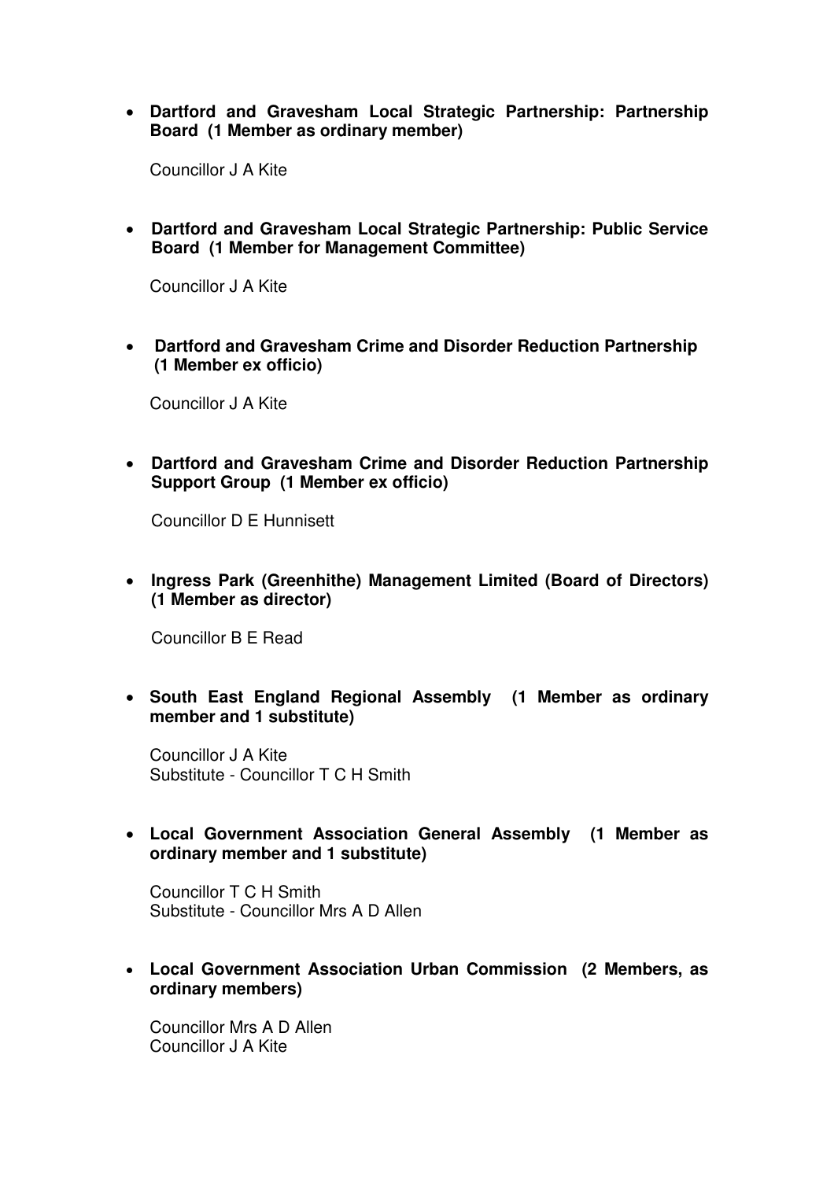- **Dartford and Gravesham Local Strategic Partnership: Partnership Board (1 Member as ordinary member)**

  Councillor J A Kite

- **Dartford and Gravesham Local Strategic Partnership: Public Service Board (1 Member for Management Committee)**

  Councillor J A Kite

- **Dartford and Gravesham Crime and Disorder Reduction Partnership (1 Member ex officio)**

  Councillor J A Kite

- **Dartford and Gravesham Crime and Disorder Reduction Partnership Support Group (1 Member ex officio)**

  Councillor D E Hunnisett

- **Ingress Park (Greenhithe) Management Limited (Board of Directors) (1 Member as director)**

  Councillor B E Read

- **South East England Regional Assembly (1 Member as ordinary member and 1 substitute)**

  Councillor J A Kite
  Substitute - Councillor T C H Smith

- **Local Government Association General Assembly (1 Member as ordinary member and 1 substitute)**

  Councillor T C H Smith
  Substitute - Councillor Mrs A D Allen

- **Local Government Association Urban Commission (2 Members, as ordinary members)**

  Councillor Mrs A D Allen
  Councillor J A Kite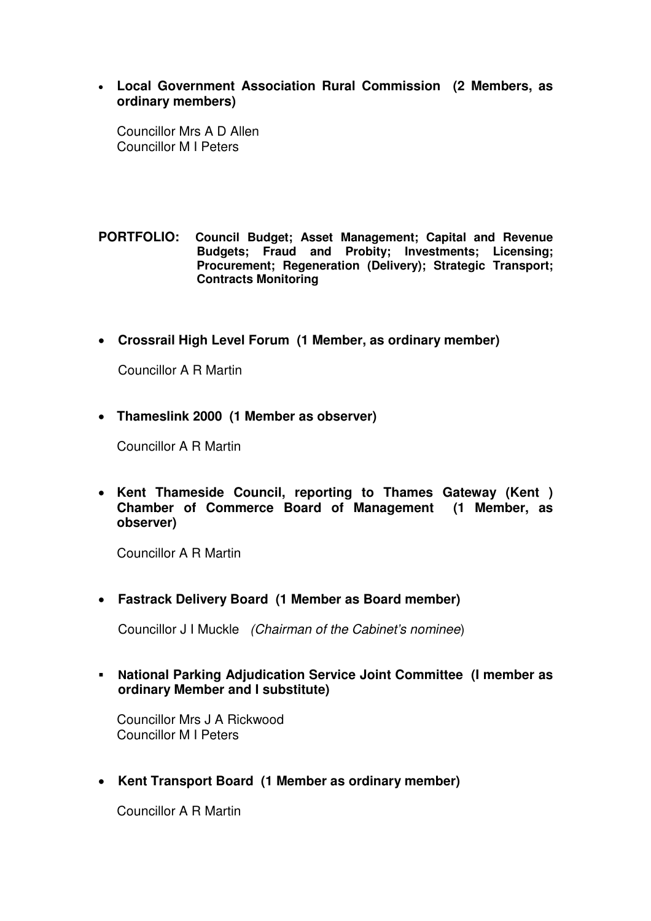- **Local Government Association Rural Commission (2 Members, as ordinary members)**

  Councillor Mrs A D Allen
  Councillor M I Peters

**PORTFOLIO: Council Budget; Asset Management; Capital and Revenue Budgets; Fraud and Probity; Investments; Licensing; Procurement; Regeneration (Delivery); Strategic Transport; Contracts Monitoring**

- **Crossrail High Level Forum (1 Member, as ordinary member)**

  Councillor A R Martin

- **Thameslink 2000 (1 Member as observer)**

  Councillor A R Martin

- **Kent Thameside Council, reporting to Thames Gateway (Kent ) Chamber of Commerce Board of Management (1 Member, as observer)**

  Councillor A R Martin

- **Fastrack Delivery Board (1 Member as Board member)**

  Councillor J I Muckle *(Chairman of the Cabinet's nominee*)

- **National Parking Adjudication Service Joint Committee (I member as ordinary Member and I substitute)**

  Councillor Mrs J A Rickwood
  Councillor M I Peters

- **Kent Transport Board (1 Member as ordinary member)**

  Councillor A R Martin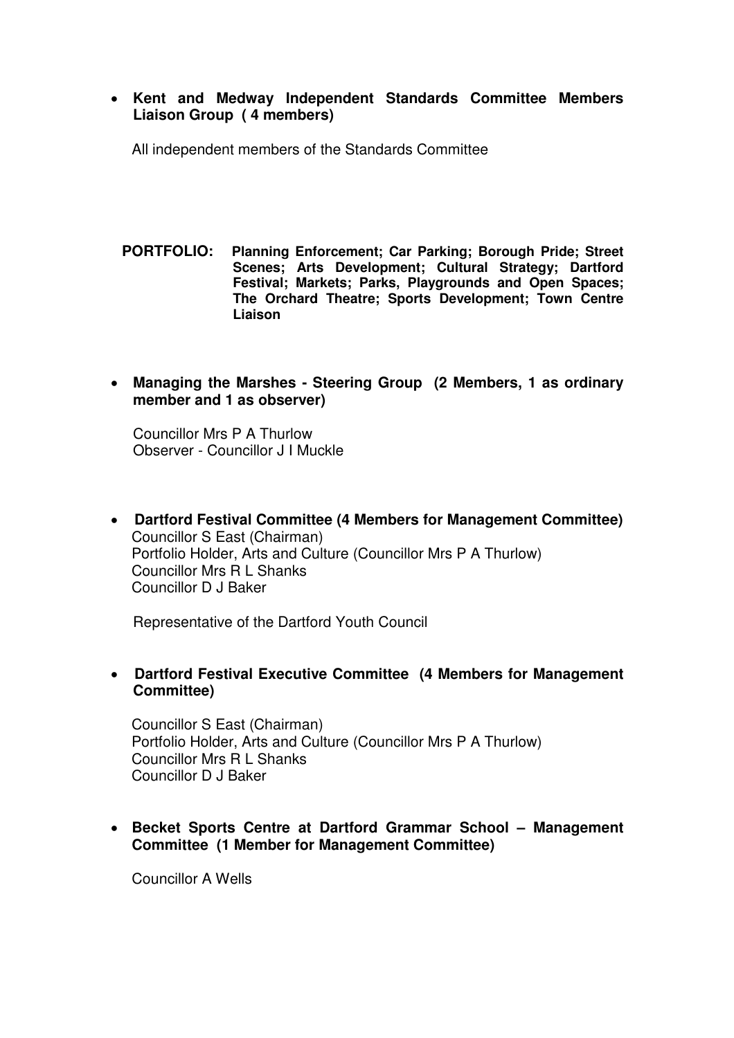- **Kent and Medway Independent Standards Committee Members Liaison Group ( 4 members)**

  All independent members of the Standards Committee

**PORTFOLIO: Planning Enforcement; Car Parking; Borough Pride; Street Scenes; Arts Development; Cultural Strategy; Dartford Festival; Markets; Parks, Playgrounds and Open Spaces; The Orchard Theatre; Sports Development; Town Centre Liaison**

- **Managing the Marshes - Steering Group (2 Members, 1 as ordinary member and 1 as observer)**

  Councillor Mrs P A Thurlow
  Observer - Councillor J I Muckle

- **Dartford Festival Committee (4 Members for Management Committee)**
  Councillor S East (Chairman)
  Portfolio Holder, Arts and Culture (Councillor Mrs P A Thurlow)
  Councillor Mrs R L Shanks
  Councillor D J Baker

  Representative of the Dartford Youth Council

- **Dartford Festival Executive Committee (4 Members for Management Committee)**

  Councillor S East (Chairman)
  Portfolio Holder, Arts and Culture (Councillor Mrs P A Thurlow)
  Councillor Mrs R L Shanks
  Councillor D J Baker

- **Becket Sports Centre at Dartford Grammar School – Management Committee (1 Member for Management Committee)**

  Councillor A Wells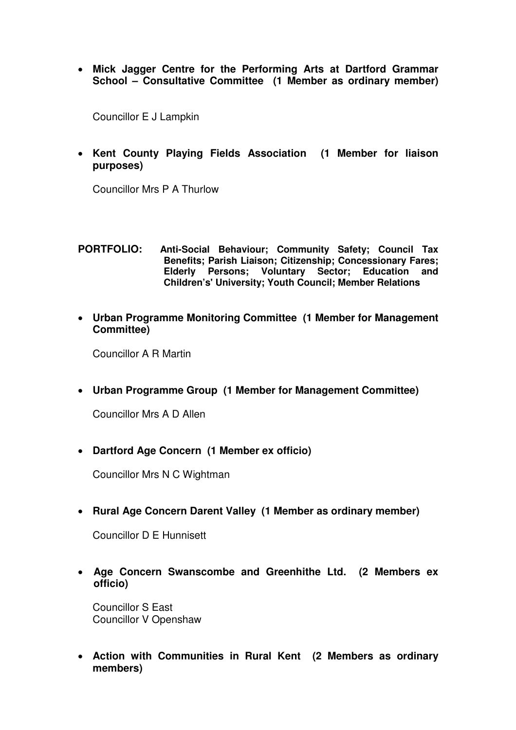- **Mick Jagger Centre for the Performing Arts at Dartford Grammar School – Consultative Committee (1 Member as ordinary member)**

  Councillor E J Lampkin

- **Kent County Playing Fields Association (1 Member for liaison purposes)**

  Councillor Mrs P A Thurlow

**PORTFOLIO: Anti-Social Behaviour; Community Safety; Council Tax Benefits; Parish Liaison; Citizenship; Concessionary Fares; Elderly Persons; Voluntary Sector; Education and Children's' University; Youth Council; Member Relations**

- **Urban Programme Monitoring Committee (1 Member for Management Committee)**

  Councillor A R Martin

- **Urban Programme Group (1 Member for Management Committee)**

  Councillor Mrs A D Allen

- **Dartford Age Concern (1 Member ex officio)**

  Councillor Mrs N C Wightman

- **Rural Age Concern Darent Valley (1 Member as ordinary member)**

  Councillor D E Hunnisett

- **Age Concern Swanscombe and Greenhithe Ltd. (2 Members ex officio)**

  Councillor S East
  Councillor V Openshaw

- **Action with Communities in Rural Kent (2 Members as ordinary members)**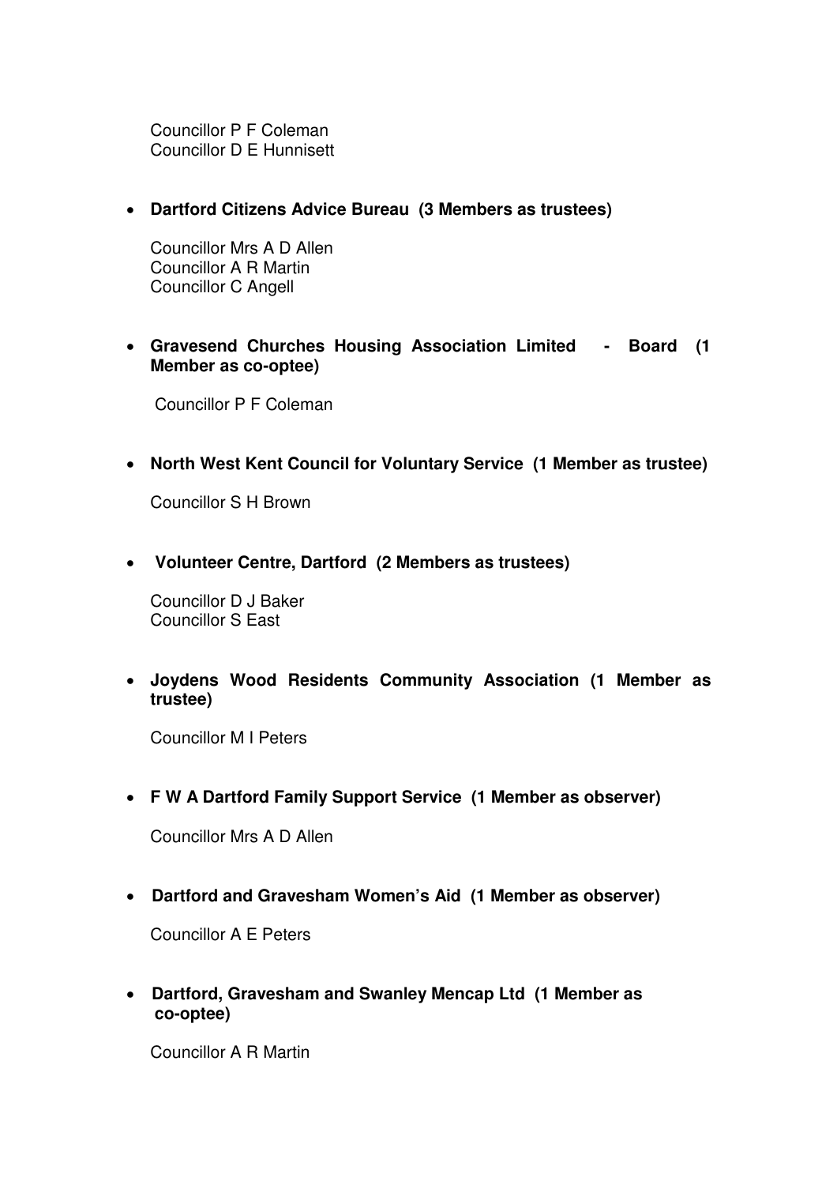Councillor P F Coleman
Councillor D E Hunnisett

- **Dartford Citizens Advice Bureau (3 Members as trustees)**

  Councillor Mrs A D Allen
  Councillor A R Martin
  Councillor C Angell

- **Gravesend Churches Housing Association Limited - Board (1 Member as co-optee)**

  Councillor P F Coleman

- **North West Kent Council for Voluntary Service (1 Member as trustee)**

  Councillor S H Brown

- **Volunteer Centre, Dartford (2 Members as trustees)**

  Councillor D J Baker
  Councillor S East

- **Joydens Wood Residents Community Association (1 Member as trustee)**

  Councillor M I Peters

- **F W A Dartford Family Support Service (1 Member as observer)**

  Councillor Mrs A D Allen

- **Dartford and Gravesham Women's Aid (1 Member as observer)**

  Councillor A E Peters

- **Dartford, Gravesham and Swanley Mencap Ltd (1 Member as co-optee)**

  Councillor A R Martin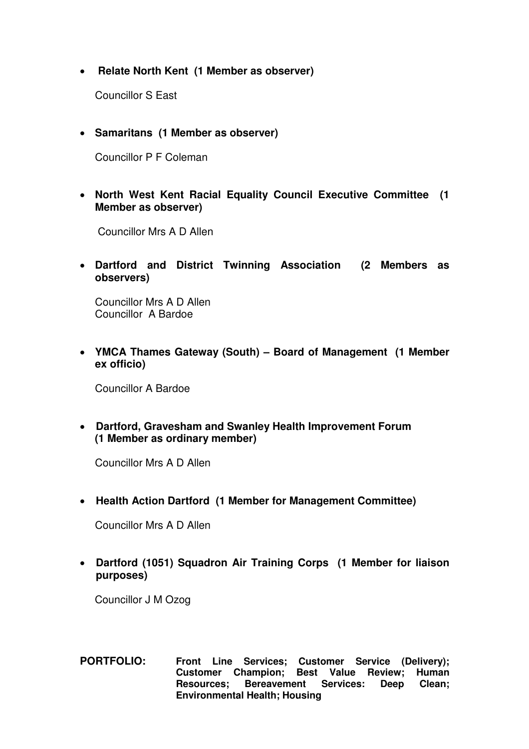- **Relate North Kent (1 Member as observer)**

  Councillor S East

- **Samaritans (1 Member as observer)**

  Councillor P F Coleman

- **North West Kent Racial Equality Council Executive Committee (1 Member as observer)**

  Councillor Mrs A D Allen

- **Dartford and District Twinning Association (2 Members as observers)**

  Councillor Mrs A D Allen
  Councillor A Bardoe

- **YMCA Thames Gateway (South) – Board of Management (1 Member ex officio)**

  Councillor A Bardoe

- **Dartford, Gravesham and Swanley Health Improvement Forum (1 Member as ordinary member)**

  Councillor Mrs A D Allen

- **Health Action Dartford (1 Member for Management Committee)**

  Councillor Mrs A D Allen

- **Dartford (1051) Squadron Air Training Corps (1 Member for liaison purposes)**

  Councillor J M Ozog

**PORTFOLIO: Front Line Services; Customer Service (Delivery); Customer Champion; Best Value Review; Human Resources; Bereavement Services: Deep Clean; Environmental Health; Housing**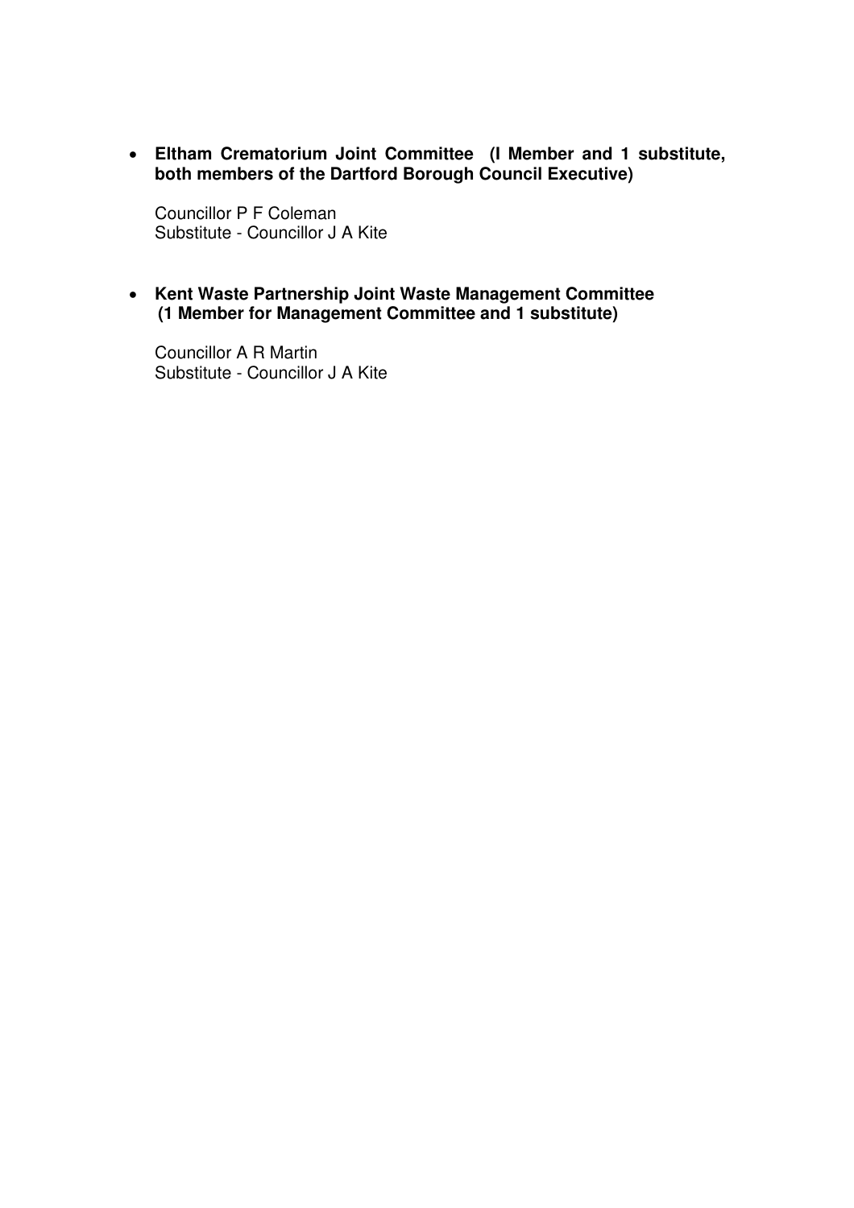- **Eltham Crematorium Joint Committee (I Member and 1 substitute, both members of the Dartford Borough Council Executive)**

  Councillor P F Coleman
  Substitute - Councillor J A Kite

- **Kent Waste Partnership Joint Waste Management Committee (1 Member for Management Committee and 1 substitute)**

  Councillor A R Martin
  Substitute - Councillor J A Kite